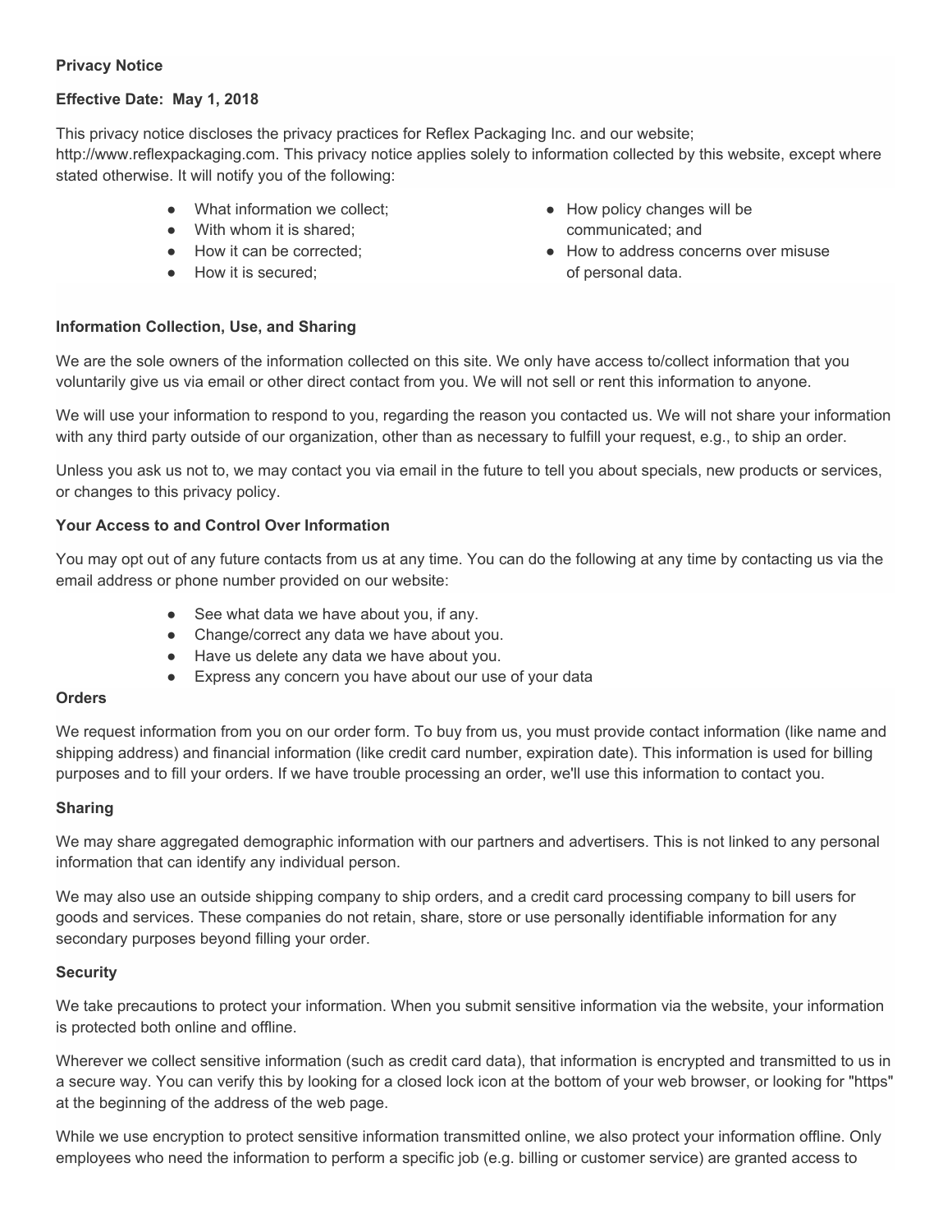**Privacy Notice**

**Effective Date: May 1, 2018**

This privacy notice discloses the privacy practices for Reflex Packaging Inc. and our website; http://www.reflexpackaging.com. This privacy notice applies solely to information collected by this website, except where stated otherwise. It will notify you of the following:

- What information we collect;
- With whom it is shared;
- How it can be corrected;
- How it is secured;
- How policy changes will be communicated; and
- How to address concerns over misuse of personal data.

**Information Collection, Use, and Sharing**

We are the sole owners of the information collected on this site. We only have access to/collect information that you voluntarily give us via email or other direct contact from you. We will not sell or rent this information to anyone.

We will use your information to respond to you, regarding the reason you contacted us. We will not share your information with any third party outside of our organization, other than as necessary to fulfill your request, e.g., to ship an order.

Unless you ask us not to, we may contact you via email in the future to tell you about specials, new products or services, or changes to this privacy policy.

**Your Access to and Control Over Information**

You may opt out of any future contacts from us at any time. You can do the following at any time by contacting us via the email address or phone number provided on our website:

- See what data we have about you, if any.
- Change/correct any data we have about you.
- Have us delete any data we have about you.
- Express any concern you have about our use of your data

**Orders**

We request information from you on our order form. To buy from us, you must provide contact information (like name and shipping address) and financial information (like credit card number, expiration date). This information is used for billing purposes and to fill your orders. If we have trouble processing an order, we'll use this information to contact you.

**Sharing**

We may share aggregated demographic information with our partners and advertisers. This is not linked to any personal information that can identify any individual person.

We may also use an outside shipping company to ship orders, and a credit card processing company to bill users for goods and services. These companies do not retain, share, store or use personally identifiable information for any secondary purposes beyond filling your order.

**Security**

We take precautions to protect your information. When you submit sensitive information via the website, your information is protected both online and offline.

Wherever we collect sensitive information (such as credit card data), that information is encrypted and transmitted to us in a secure way. You can verify this by looking for a closed lock icon at the bottom of your web browser, or looking for "https" at the beginning of the address of the web page.

While we use encryption to protect sensitive information transmitted online, we also protect your information offline. Only employees who need the information to perform a specific job (e.g. billing or customer service) are granted access to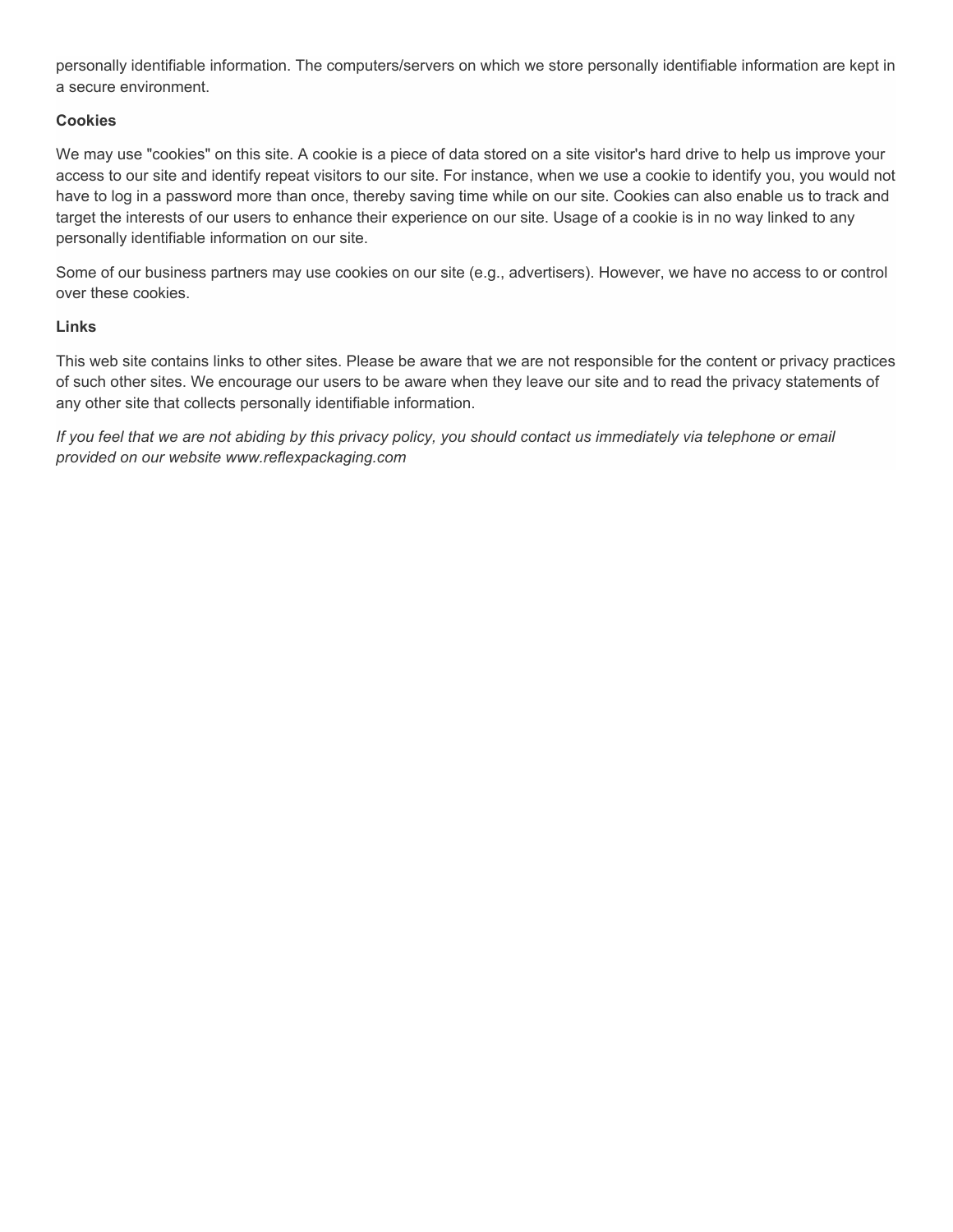personally identifiable information. The computers/servers on which we store personally identifiable information are kept in a secure environment.

**Cookies**

We may use "cookies" on this site. A cookie is a piece of data stored on a site visitor's hard drive to help us improve your access to our site and identify repeat visitors to our site. For instance, when we use a cookie to identify you, you would not have to log in a password more than once, thereby saving time while on our site. Cookies can also enable us to track and target the interests of our users to enhance their experience on our site. Usage of a cookie is in no way linked to any personally identifiable information on our site.

Some of our business partners may use cookies on our site (e.g., advertisers). However, we have no access to or control over these cookies.

**Links**

This web site contains links to other sites. Please be aware that we are not responsible for the content or privacy practices of such other sites. We encourage our users to be aware when they leave our site and to read the privacy statements of any other site that collects personally identifiable information.

*If you feel that we are not abiding by this privacy policy, you should contact us immediately via telephone or email provided on our website www.reflexpackaging.com*